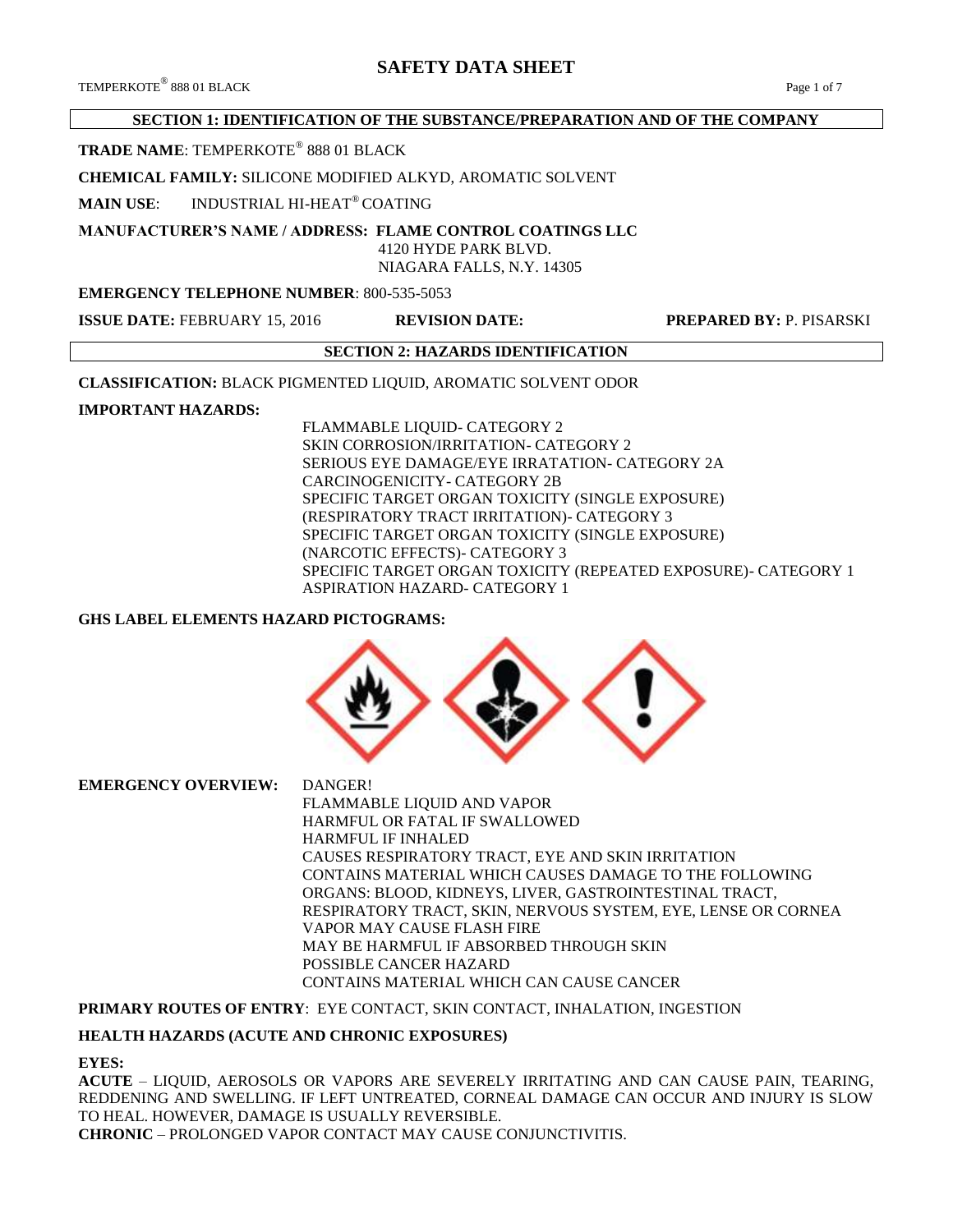# SAFETY DATA SHEET

## SECTION 1: IDENTIFICATION OF THE SUBSTANCE/PREPARATION AND OF THE COMPANY

**TRADE NAME**: TEMPERKOTE® 888 01 BLACK

**CHEMICAL FAMILY:** SILICONE MODIFIED ALKYD, AROMATIC SOLVENT

**MAIN USE**: INDUSTRIAL HI-HEAT® COATING

**MANUFACTURER'S NAME / ADDRESS: FLAME CONTROL COATINGS LLC**
4120 HYDE PARK BLVD.
NIAGARA FALLS, N.Y. 14305

**EMERGENCY TELEPHONE NUMBER**: 800-535-5053

**ISSUE DATE:** FEBRUARY 15, 2016 **REVISION DATE:** **PREPARED BY:** P. PISARSKI

## SECTION 2: HAZARDS IDENTIFICATION

**CLASSIFICATION:** BLACK PIGMENTED LIQUID, AROMATIC SOLVENT ODOR

**IMPORTANT HAZARDS:**

FLAMMABLE LIQUID- CATEGORY 2
SKIN CORROSION/IRRITATION- CATEGORY 2
SERIOUS EYE DAMAGE/EYE IRRATATION- CATEGORY 2A
CARCINOGENICITY- CATEGORY 2B
SPECIFIC TARGET ORGAN TOXICITY (SINGLE EXPOSURE) (RESPIRATORY TRACT IRRITATION)- CATEGORY 3
SPECIFIC TARGET ORGAN TOXICITY (SINGLE EXPOSURE) (NARCOTIC EFFECTS)- CATEGORY 3
SPECIFIC TARGET ORGAN TOXICITY (REPEATED EXPOSURE)- CATEGORY 1
ASPIRATION HAZARD- CATEGORY 1

**GHS LABEL ELEMENTS HAZARD PICTOGRAMS:**

**EMERGENCY OVERVIEW:** DANGER!
FLAMMABLE LIQUID AND VAPOR
HARMFUL OR FATAL IF SWALLOWED
HARMFUL IF INHALED
CAUSES RESPIRATORY TRACT, EYE AND SKIN IRRITATION
CONTAINS MATERIAL WHICH CAUSES DAMAGE TO THE FOLLOWING ORGANS: BLOOD, KIDNEYS, LIVER, GASTROINTESTINAL TRACT, RESPIRATORY TRACT, SKIN, NERVOUS SYSTEM, EYE, LENSE OR CORNEA
VAPOR MAY CAUSE FLASH FIRE
MAY BE HARMFUL IF ABSORBED THROUGH SKIN
POSSIBLE CANCER HAZARD
CONTAINS MATERIAL WHICH CAN CAUSE CANCER

**PRIMARY ROUTES OF ENTRY**: EYE CONTACT, SKIN CONTACT, INHALATION, INGESTION

**HEALTH HAZARDS (ACUTE AND CHRONIC EXPOSURES)**

**EYES:**

**ACUTE** – LIQUID, AEROSOLS OR VAPORS ARE SEVERELY IRRITATING AND CAN CAUSE PAIN, TEARING, REDDENING AND SWELLING. IF LEFT UNTREATED, CORNEAL DAMAGE CAN OCCUR AND INJURY IS SLOW TO HEAL. HOWEVER, DAMAGE IS USUALLY REVERSIBLE.

**CHRONIC** – PROLONGED VAPOR CONTACT MAY CAUSE CONJUNCTIVITIS.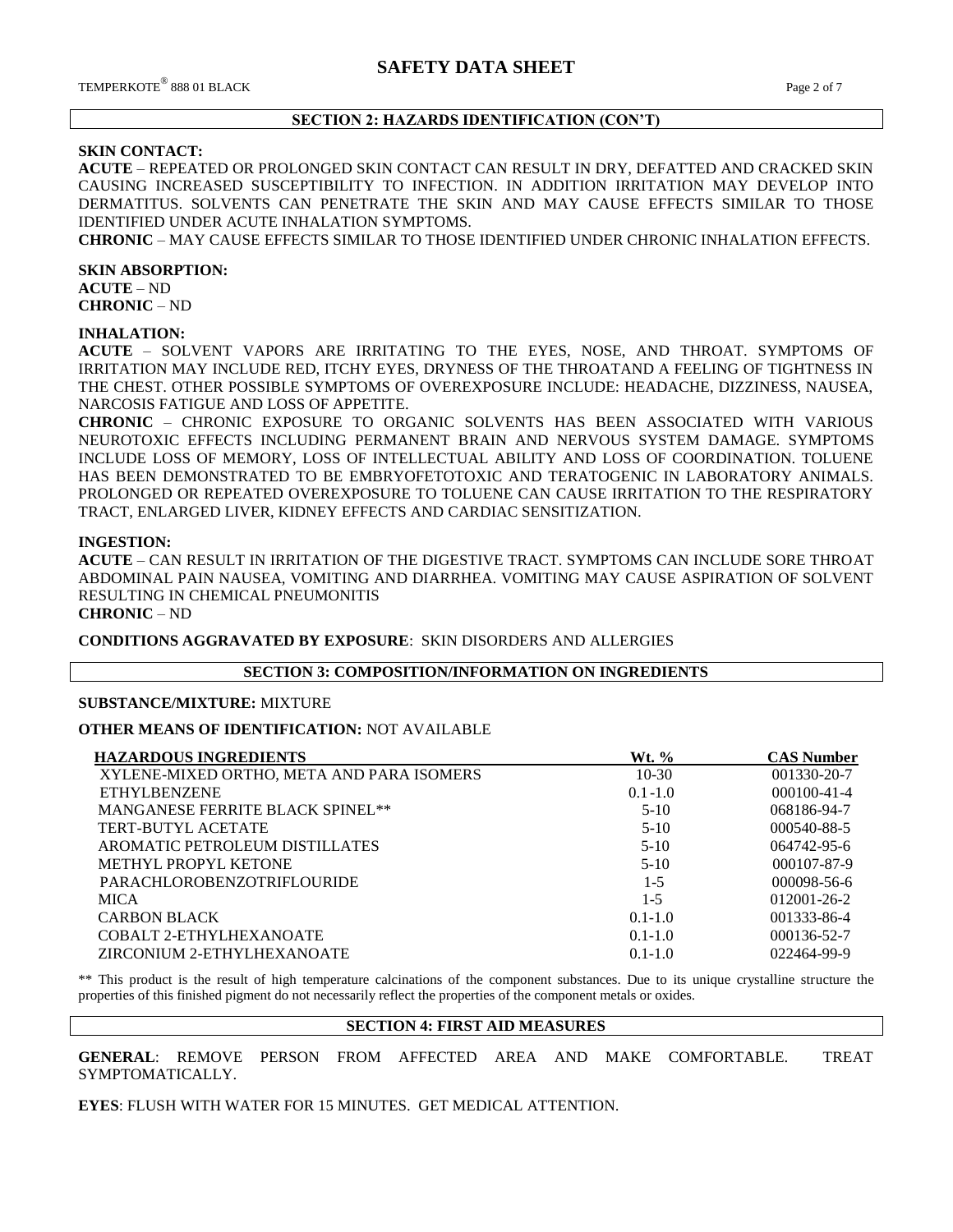## SECTION 2: HAZARDS IDENTIFICATION (CON'T)

**SKIN CONTACT:**
**ACUTE** – REPEATED OR PROLONGED SKIN CONTACT CAN RESULT IN DRY, DEFATTED AND CRACKED SKIN CAUSING INCREASED SUSCEPTIBILITY TO INFECTION. IN ADDITION IRRITATION MAY DEVELOP INTO DERMATITUS. SOLVENTS CAN PENETRATE THE SKIN AND MAY CAUSE EFFECTS SIMILAR TO THOSE IDENTIFIED UNDER ACUTE INHALATION SYMPTOMS.
**CHRONIC** – MAY CAUSE EFFECTS SIMILAR TO THOSE IDENTIFIED UNDER CHRONIC INHALATION EFFECTS.

**SKIN ABSORPTION:**
**ACUTE** – ND
**CHRONIC** – ND

**INHALATION:**
**ACUTE** – SOLVENT VAPORS ARE IRRITATING TO THE EYES, NOSE, AND THROAT. SYMPTOMS OF IRRITATION MAY INCLUDE RED, ITCHY EYES, DRYNESS OF THE THROATAND A FEELING OF TIGHTNESS IN THE CHEST. OTHER POSSIBLE SYMPTOMS OF OVEREXPOSURE INCLUDE: HEADACHE, DIZZINESS, NAUSEA, NARCOSIS FATIGUE AND LOSS OF APPETITE.
**CHRONIC** – CHRONIC EXPOSURE TO ORGANIC SOLVENTS HAS BEEN ASSOCIATED WITH VARIOUS NEUROTOXIC EFFECTS INCLUDING PERMANENT BRAIN AND NERVOUS SYSTEM DAMAGE. SYMPTOMS INCLUDE LOSS OF MEMORY, LOSS OF INTELLECTUAL ABILITY AND LOSS OF COORDINATION. TOLUENE HAS BEEN DEMONSTRATED TO BE EMBRYOFETOTOXIC AND TERATOGENIC IN LABORATORY ANIMALS. PROLONGED OR REPEATED OVEREXPOSURE TO TOLUENE CAN CAUSE IRRITATION TO THE RESPIRATORY TRACT, ENLARGED LIVER, KIDNEY EFFECTS AND CARDIAC SENSITIZATION.

**INGESTION:**
**ACUTE** – CAN RESULT IN IRRITATION OF THE DIGESTIVE TRACT. SYMPTOMS CAN INCLUDE SORE THROAT ABDOMINAL PAIN NAUSEA, VOMITING AND DIARRHEA. VOMITING MAY CAUSE ASPIRATION OF SOLVENT RESULTING IN CHEMICAL PNEUMONITIS
**CHRONIC** – ND

**CONDITIONS AGGRAVATED BY EXPOSURE**: SKIN DISORDERS AND ALLERGIES

## SECTION 3: COMPOSITION/INFORMATION ON INGREDIENTS

**SUBSTANCE/MIXTURE:** MIXTURE

**OTHER MEANS OF IDENTIFICATION:** NOT AVAILABLE

| HAZARDOUS INGREDIENTS | Wt. % | CAS Number |
|---|---|---|
| XYLENE-MIXED ORTHO, META AND PARA ISOMERS | 10-30 | 001330-20-7 |
| ETHYLBENZENE | 0.1-1.0 | 000100-41-4 |
| MANGANESE FERRITE BLACK SPINEL** | 5-10 | 068186-94-7 |
| TERT-BUTYL ACETATE | 5-10 | 000540-88-5 |
| AROMATIC PETROLEUM DISTILLATES | 5-10 | 064742-95-6 |
| METHYL PROPYL KETONE | 5-10 | 000107-87-9 |
| PARACHLOROBENZOTRIFLOURIDE | 1-5 | 000098-56-6 |
| MICA | 1-5 | 012001-26-2 |
| CARBON BLACK | 0.1-1.0 | 001333-86-4 |
| COBALT 2-ETHYLHEXANOATE | 0.1-1.0 | 000136-52-7 |
| ZIRCONIUM 2-ETHYLHEXANOATE | 0.1-1.0 | 022464-99-9 |

** This product is the result of high temperature calcinations of the component substances. Due to its unique crystalline structure the properties of this finished pigment do not necessarily reflect the properties of the component metals or oxides.

## SECTION 4: FIRST AID MEASURES

**GENERAL**: REMOVE PERSON FROM AFFECTED AREA AND MAKE COMFORTABLE. TREAT SYMPTOMATICALLY.

**EYES**: FLUSH WITH WATER FOR 15 MINUTES. GET MEDICAL ATTENTION.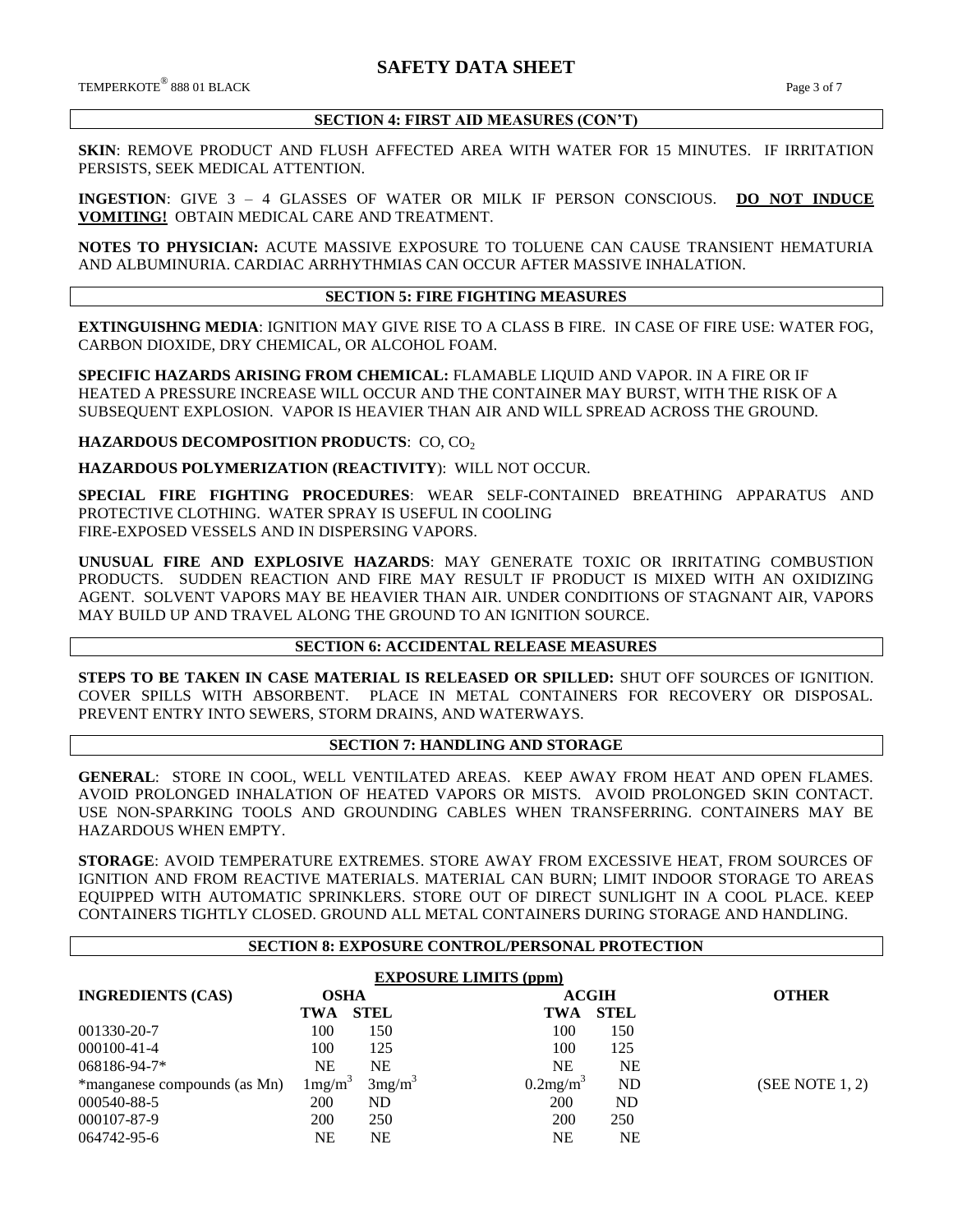## SECTION 4: FIRST AID MEASURES (CON'T)

**SKIN**: REMOVE PRODUCT AND FLUSH AFFECTED AREA WITH WATER FOR 15 MINUTES. IF IRRITATION PERSISTS, SEEK MEDICAL ATTENTION.

**INGESTION**: GIVE 3 – 4 GLASSES OF WATER OR MILK IF PERSON CONSCIOUS. **DO NOT INDUCE VOMITING!** OBTAIN MEDICAL CARE AND TREATMENT.

**NOTES TO PHYSICIAN:** ACUTE MASSIVE EXPOSURE TO TOLUENE CAN CAUSE TRANSIENT HEMATURIA AND ALBUMINURIA. CARDIAC ARRHYTHMIAS CAN OCCUR AFTER MASSIVE INHALATION.

## SECTION 5: FIRE FIGHTING MEASURES

**EXTINGUISHNG MEDIA**: IGNITION MAY GIVE RISE TO A CLASS B FIRE. IN CASE OF FIRE USE: WATER FOG, CARBON DIOXIDE, DRY CHEMICAL, OR ALCOHOL FOAM.

**SPECIFIC HAZARDS ARISING FROM CHEMICAL:** FLAMABLE LIQUID AND VAPOR. IN A FIRE OR IF HEATED A PRESSURE INCREASE WILL OCCUR AND THE CONTAINER MAY BURST, WITH THE RISK OF A SUBSEQUENT EXPLOSION. VAPOR IS HEAVIER THAN AIR AND WILL SPREAD ACROSS THE GROUND.

**HAZARDOUS DECOMPOSITION PRODUCTS**: CO, $CO_2$

**HAZARDOUS POLYMERIZATION (REACTIVITY**): WILL NOT OCCUR.

**SPECIAL FIRE FIGHTING PROCEDURES**: WEAR SELF-CONTAINED BREATHING APPARATUS AND PROTECTIVE CLOTHING. WATER SPRAY IS USEFUL IN COOLING FIRE-EXPOSED VESSELS AND IN DISPERSING VAPORS.

**UNUSUAL FIRE AND EXPLOSIVE HAZARDS**: MAY GENERATE TOXIC OR IRRITATING COMBUSTION PRODUCTS. SUDDEN REACTION AND FIRE MAY RESULT IF PRODUCT IS MIXED WITH AN OXIDIZING AGENT. SOLVENT VAPORS MAY BE HEAVIER THAN AIR. UNDER CONDITIONS OF STAGNANT AIR, VAPORS MAY BUILD UP AND TRAVEL ALONG THE GROUND TO AN IGNITION SOURCE.

## SECTION 6: ACCIDENTAL RELEASE MEASURES

**STEPS TO BE TAKEN IN CASE MATERIAL IS RELEASED OR SPILLED:** SHUT OFF SOURCES OF IGNITION. COVER SPILLS WITH ABSORBENT. PLACE IN METAL CONTAINERS FOR RECOVERY OR DISPOSAL. PREVENT ENTRY INTO SEWERS, STORM DRAINS, AND WATERWAYS.

## SECTION 7: HANDLING AND STORAGE

**GENERAL**: STORE IN COOL, WELL VENTILATED AREAS. KEEP AWAY FROM HEAT AND OPEN FLAMES. AVOID PROLONGED INHALATION OF HEATED VAPORS OR MISTS. AVOID PROLONGED SKIN CONTACT. USE NON-SPARKING TOOLS AND GROUNDING CABLES WHEN TRANSFERRING. CONTAINERS MAY BE HAZARDOUS WHEN EMPTY.

**STORAGE**: AVOID TEMPERATURE EXTREMES. STORE AWAY FROM EXCESSIVE HEAT, FROM SOURCES OF IGNITION AND FROM REACTIVE MATERIALS. MATERIAL CAN BURN; LIMIT INDOOR STORAGE TO AREAS EQUIPPED WITH AUTOMATIC SPRINKLERS. STORE OUT OF DIRECT SUNLIGHT IN A COOL PLACE. KEEP CONTAINERS TIGHTLY CLOSED. GROUND ALL METAL CONTAINERS DURING STORAGE AND HANDLING.

## SECTION 8: EXPOSURE CONTROL/PERSONAL PROTECTION

**EXPOSURE LIMITS (ppm)**

| INGREDIENTS (CAS) | OSHA | | ACGIH | | OTHER |
|---|---|---|---|---|---|
| | TWA | STEL | TWA | STEL | |
| 001330-20-7 | 100 | 150 | 100 | 150 | |
| 000100-41-4 | 100 | 125 | 100 | 125 | |
| 068186-94-7* | NE | NE | NE | NE | |
| *manganese compounds (as Mn) | $1mg/m^3$ | $3mg/m^3$ | $0.2mg/m^3$ | ND | (SEE NOTE 1, 2) |
| 000540-88-5 | 200 | ND | 200 | ND | |
| 000107-87-9 | 200 | 250 | 200 | 250 | |
| 064742-95-6 | NE | NE | NE | NE | |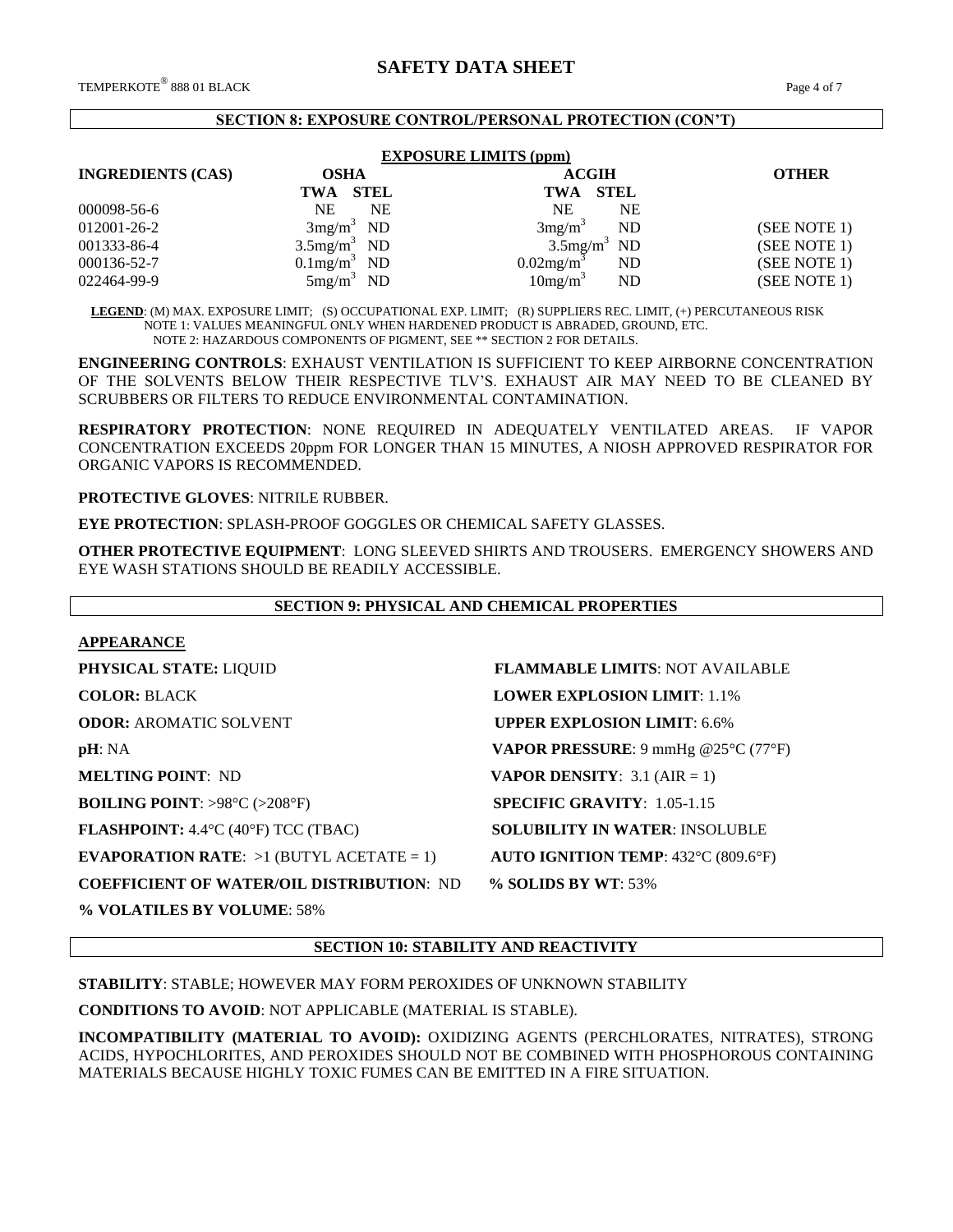## SECTION 8: EXPOSURE CONTROL/PERSONAL PROTECTION (CON'T)

**EXPOSURE LIMITS (ppm)**

| INGREDIENTS (CAS) | OSHA | | ACGIH | | OTHER |
|---|---|---|---|---|---|
| | TWA | STEL | TWA | STEL | |
| 000098-56-6 | NE | NE | NE | NE | |
| 012001-26-2 | $3mg/m^3$ | ND | $3mg/m^3$ | ND | (SEE NOTE 1) |
| 001333-86-4 | $3.5mg/m^3$ | ND | $3.5mg/m^3$ | ND | (SEE NOTE 1) |
| 000136-52-7 | $0.1mg/m^3$ | ND | $0.02mg/m^3$ | ND | (SEE NOTE 1) |
| 022464-99-9 | $5mg/m^3$ | ND | $10mg/m^3$ | ND | (SEE NOTE 1) |

**LEGEND**: (M) MAX. EXPOSURE LIMIT; (S) OCCUPATIONAL EXP. LIMIT; (R) SUPPLIERS REC. LIMIT, (+) PERCUTANEOUS RISK
NOTE 1: VALUES MEANINGFUL ONLY WHEN HARDENED PRODUCT IS ABRADED, GROUND, ETC.
NOTE 2: HAZARDOUS COMPONENTS OF PIGMENT, SEE ** SECTION 2 FOR DETAILS.

**ENGINEERING CONTROLS**: EXHAUST VENTILATION IS SUFFICIENT TO KEEP AIRBORNE CONCENTRATION OF THE SOLVENTS BELOW THEIR RESPECTIVE TLV'S. EXHAUST AIR MAY NEED TO BE CLEANED BY SCRUBBERS OR FILTERS TO REDUCE ENVIRONMENTAL CONTAMINATION.

**RESPIRATORY PROTECTION**: NONE REQUIRED IN ADEQUATELY VENTILATED AREAS. IF VAPOR CONCENTRATION EXCEEDS 20ppm FOR LONGER THAN 15 MINUTES, A NIOSH APPROVED RESPIRATOR FOR ORGANIC VAPORS IS RECOMMENDED.

**PROTECTIVE GLOVES**: NITRILE RUBBER.

**EYE PROTECTION**: SPLASH-PROOF GOGGLES OR CHEMICAL SAFETY GLASSES.

**OTHER PROTECTIVE EQUIPMENT**: LONG SLEEVED SHIRTS AND TROUSERS. EMERGENCY SHOWERS AND EYE WASH STATIONS SHOULD BE READILY ACCESSIBLE.

## SECTION 9: PHYSICAL AND CHEMICAL PROPERTIES

**APPEARANCE**

**PHYSICAL STATE:** LIQUID

**COLOR:** BLACK

**ODOR:** AROMATIC SOLVENT

**pH**: NA

**MELTING POINT**: ND

**BOILING POINT**: >98°C (>208°F)

**FLASHPOINT:** 4.4°C (40°F) TCC (TBAC)

**EVAPORATION RATE**: >1 (BUTYL ACETATE = 1)

**COEFFICIENT OF WATER/OIL DISTRIBUTION**: ND

**% VOLATILES BY VOLUME**: 58%

**FLAMMABLE LIMITS**: NOT AVAILABLE

**LOWER EXPLOSION LIMIT**: 1.1%

**UPPER EXPLOSION LIMIT**: 6.6%

**VAPOR PRESSURE**: 9 mmHg @25°C (77°F)

**VAPOR DENSITY**: 3.1 (AIR = 1)

**SPECIFIC GRAVITY**: 1.05-1.15

**SOLUBILITY IN WATER**: INSOLUBLE

**AUTO IGNITION TEMP**: 432°C (809.6°F)

**% SOLIDS BY WT**: 53%

## SECTION 10: STABILITY AND REACTIVITY

**STABILITY**: STABLE; HOWEVER MAY FORM PEROXIDES OF UNKNOWN STABILITY

**CONDITIONS TO AVOID**: NOT APPLICABLE (MATERIAL IS STABLE).

**INCOMPATIBILITY (MATERIAL TO AVOID):** OXIDIZING AGENTS (PERCHLORATES, NITRATES), STRONG ACIDS, HYPOCHLORITES, AND PEROXIDES SHOULD NOT BE COMBINED WITH PHOSPHOROUS CONTAINING MATERIALS BECAUSE HIGHLY TOXIC FUMES CAN BE EMITTED IN A FIRE SITUATION.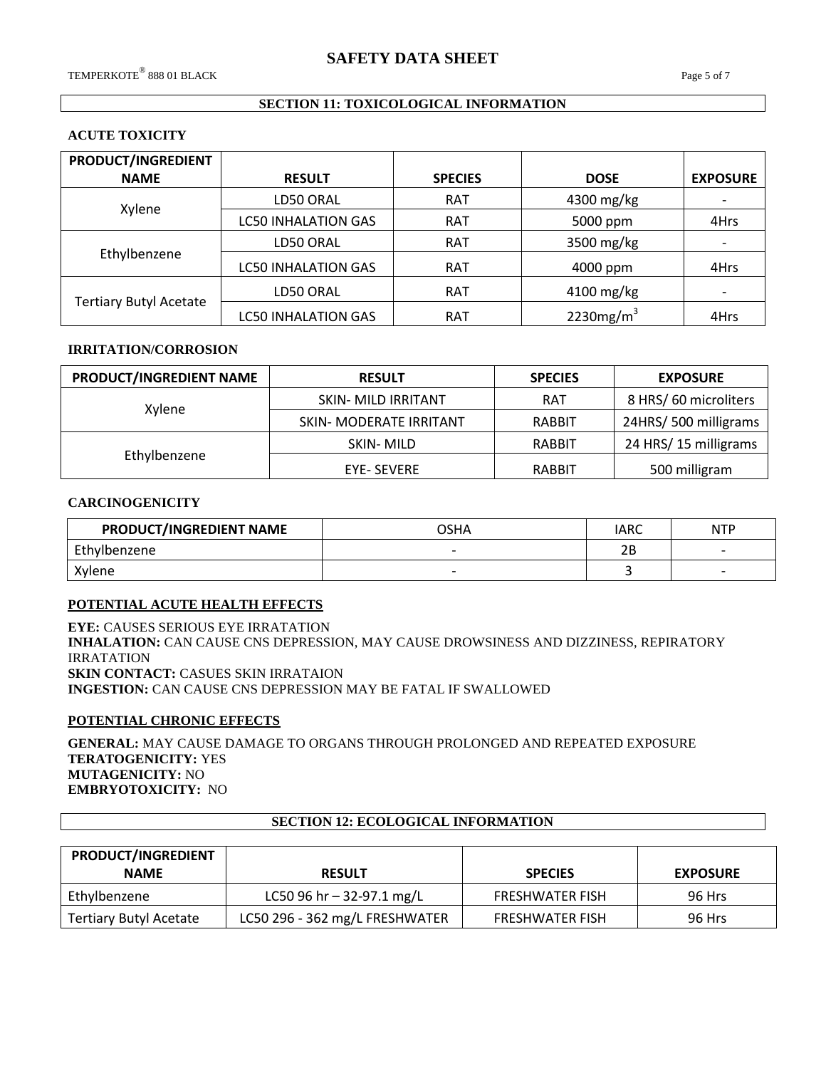## SECTION 11: TOXICOLOGICAL INFORMATION

### ACUTE TOXICITY

| PRODUCT/INGREDIENT NAME | RESULT | SPECIES | DOSE | EXPOSURE |
|---|---|---|---|---|
| Xylene | LD50 ORAL | RAT | 4300 mg/kg | - |
| | LC50 INHALATION GAS | RAT | 5000 ppm | 4Hrs |
| Ethylbenzene | LD50 ORAL | RAT | 3500 mg/kg | - |
| | LC50 INHALATION GAS | RAT | 4000 ppm | 4Hrs |
| Tertiary Butyl Acetate | LD50 ORAL | RAT | 4100 mg/kg | - |
| | LC50 INHALATION GAS | RAT | 2230mg/m$^3$ | 4Hrs |

### IRRITATION/CORROSION

| PRODUCT/INGREDIENT NAME | RESULT | SPECIES | EXPOSURE |
|---|---|---|---|
| Xylene | SKIN- MILD IRRITANT | RAT | 8 HRS/ 60 microliters |
| | SKIN- MODERATE IRRITANT | RABBIT | 24HRS/ 500 milligrams |
| Ethylbenzene | SKIN- MILD | RABBIT | 24 HRS/ 15 milligrams |
| | EYE- SEVERE | RABBIT | 500 milligram |

### CARCINOGENICITY

| PRODUCT/INGREDIENT NAME | OSHA | IARC | NTP |
|---|---|---|---|
| Ethylbenzene | - | 2B | - |
| Xylene | - | 3 | - |

### POTENTIAL ACUTE HEALTH EFFECTS

**EYE:** CAUSES SERIOUS EYE IRRATATION
**INHALATION:** CAN CAUSE CNS DEPRESSION, MAY CAUSE DROWSINESS AND DIZZINESS, REPIRATORY IRRATATION
**SKIN CONTACT:** CASUES SKIN IRRATAION
**INGESTION:** CAN CAUSE CNS DEPRESSION MAY BE FATAL IF SWALLOWED

### POTENTIAL CHRONIC EFFECTS

**GENERAL:** MAY CAUSE DAMAGE TO ORGANS THROUGH PROLONGED AND REPEATED EXPOSURE
**TERATOGENICITY:** YES
**MUTAGENICITY:** NO
**EMBRYOTOXICITY:** NO

## SECTION 12: ECOLOGICAL INFORMATION

| PRODUCT/INGREDIENT NAME | RESULT | SPECIES | EXPOSURE |
|---|---|---|---|
| Ethylbenzene | LC50 96 hr – 32-97.1 mg/L | FRESHWATER FISH | 96 Hrs |
| Tertiary Butyl Acetate | LC50 296 - 362 mg/L FRESHWATER | FRESHWATER FISH | 96 Hrs |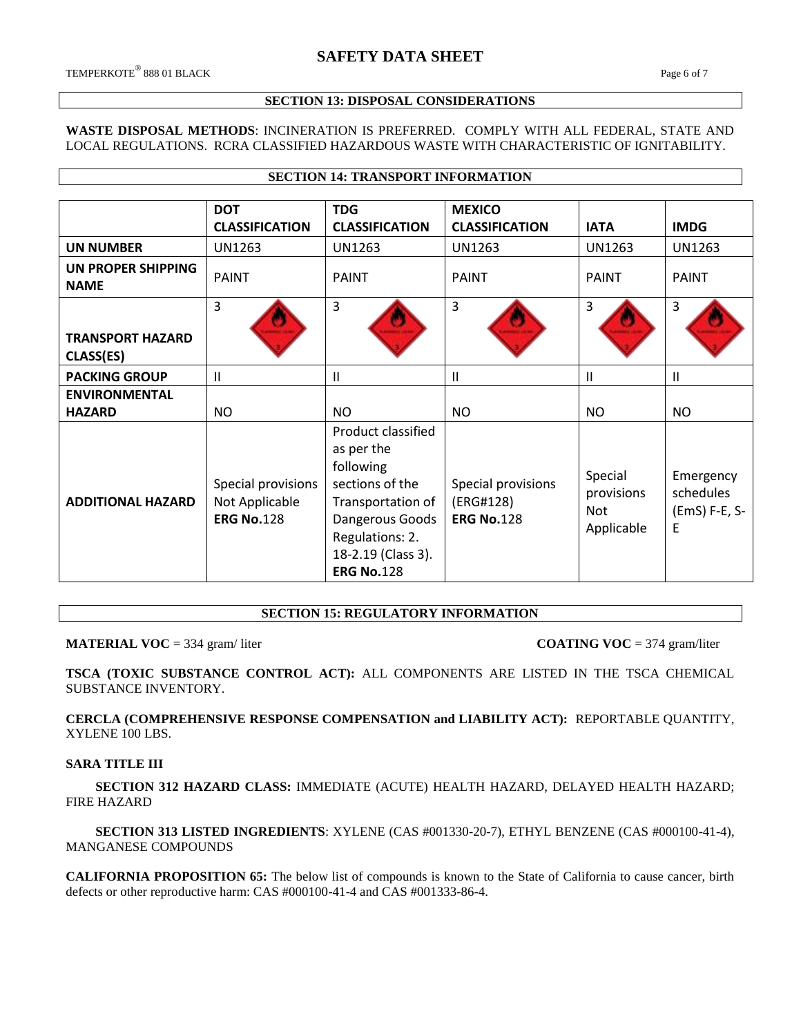## SECTION 13: DISPOSAL CONSIDERATIONS

**WASTE DISPOSAL METHODS**: INCINERATION IS PREFERRED. COMPLY WITH ALL FEDERAL, STATE AND LOCAL REGULATIONS. RCRA CLASSIFIED HAZARDOUS WASTE WITH CHARACTERISTIC OF IGNITABILITY.

## SECTION 14: TRANSPORT INFORMATION

| | DOT CLASSIFICATION | TDG CLASSIFICATION | MEXICO CLASSIFICATION | IATA | IMDG |
|---|---|---|---|---|---|
| **UN NUMBER** | UN1263 | UN1263 | UN1263 | UN1263 | UN1263 |
| **UN PROPER SHIPPING NAME** | PAINT | PAINT | PAINT | PAINT | PAINT |
| **TRANSPORT HAZARD CLASS(ES)** | 3 | 3 | 3 | 3 | 3 |
| **PACKING GROUP** | II | II | II | II | II |
| **ENVIRONMENTAL HAZARD** | NO | NO | NO | NO | NO |
| **ADDITIONAL HAZARD** | Special provisions Not Applicable **ERG No.**128 | Product classified as per the following sections of the Transportation of Dangerous Goods Regulations: 2. 18-2.19 (Class 3). **ERG No.**128 | Special provisions (ERG#128) **ERG No.**128 | Special provisions Not Applicable | Emergency schedules (EmS) F-E, S-E |

## SECTION 15: REGULATORY INFORMATION

**MATERIAL VOC** = 334 gram/ liter **COATING VOC** = 374 gram/liter

**TSCA (TOXIC SUBSTANCE CONTROL ACT):** ALL COMPONENTS ARE LISTED IN THE TSCA CHEMICAL SUBSTANCE INVENTORY.

**CERCLA (COMPREHENSIVE RESPONSE COMPENSATION and LIABILITY ACT):** REPORTABLE QUANTITY, XYLENE 100 LBS.

**SARA TITLE III**

**SECTION 312 HAZARD CLASS:** IMMEDIATE (ACUTE) HEALTH HAZARD, DELAYED HEALTH HAZARD; FIRE HAZARD

**SECTION 313 LISTED INGREDIENTS**: XYLENE (CAS #001330-20-7), ETHYL BENZENE (CAS #000100-41-4), MANGANESE COMPOUNDS

**CALIFORNIA PROPOSITION 65:** The below list of compounds is known to the State of California to cause cancer, birth defects or other reproductive harm: CAS #000100-41-4 and CAS #001333-86-4.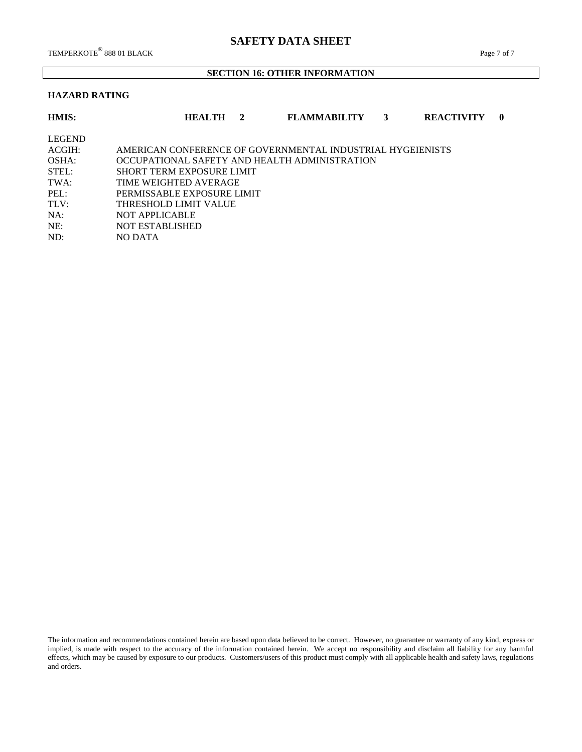## SECTION 16: OTHER INFORMATION

**HAZARD RATING**

| | | | |
|---|---|---|---|
| **HMIS:** | **HEALTH 2** | **FLAMMABILITY 3** | **REACTIVITY 0** |

LEGEND

| | |
|---|---|
| ACGIH: | AMERICAN CONFERENCE OF GOVERNMENTAL INDUSTRIAL HYGEIENISTS |
| OSHA: | OCCUPATIONAL SAFETY AND HEALTH ADMINISTRATION |
| STEL: | SHORT TERM EXPOSURE LIMIT |
| TWA: | TIME WEIGHTED AVERAGE |
| PEL: | PERMISSABLE EXPOSURE LIMIT |
| TLV: | THRESHOLD LIMIT VALUE |
| NA: | NOT APPLICABLE |
| NE: | NOT ESTABLISHED |
| ND: | NO DATA |

The information and recommendations contained herein are based upon data believed to be correct. However, no guarantee or warranty of any kind, express or implied, is made with respect to the accuracy of the information contained herein. We accept no responsibility and disclaim all liability for any harmful effects, which may be caused by exposure to our products. Customers/users of this product must comply with all applicable health and safety laws, regulations and orders.